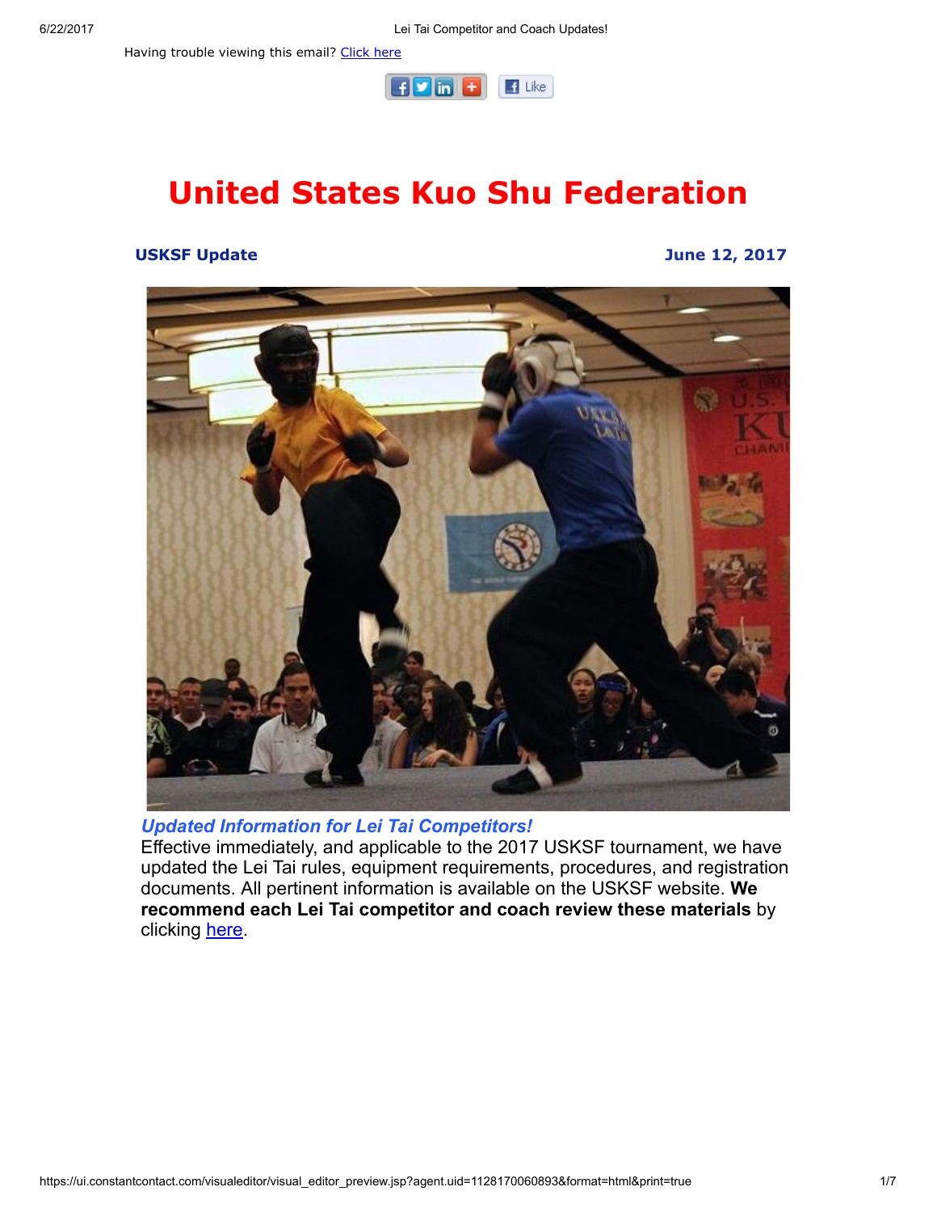Having trouble viewing this email? Click here

# United States Kuo Shu Federation

**USKSF Update** **June 12, 2017**

***Updated Information for Lei Tai Competitors!***

Effective immediately, and applicable to the 2017 USKSF tournament, we have updated the Lei Tai rules, equipment requirements, procedures, and registration documents. All pertinent information is available on the USKSF website. **We recommend each Lei Tai competitor and coach review these materials** by clicking here.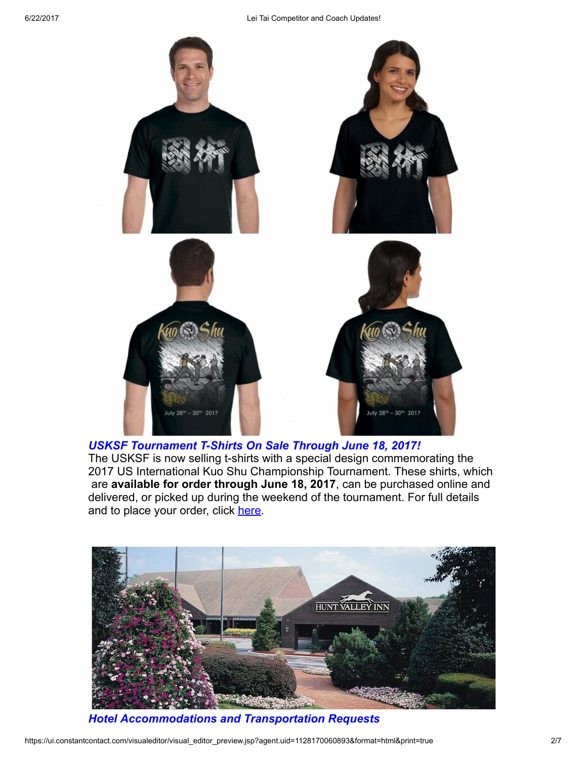### *USKSF Tournament T-Shirts On Sale Through June 18, 2017!*

The USKSF is now selling t-shirts with a special design commemorating the 2017 US International Kuo Shu Championship Tournament. These shirts, which are **available for order through June 18, 2017**, can be purchased online and delivered, or picked up during the weekend of the tournament. For full details and to place your order, click [here](#).

### *Hotel Accommodations and Transportation Requests*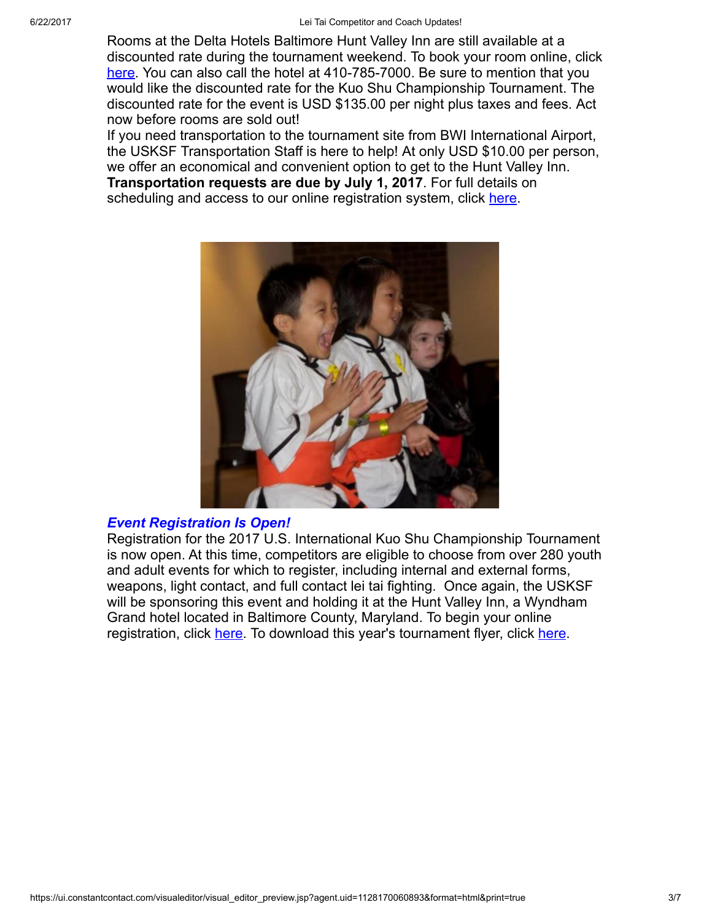Rooms at the Delta Hotels Baltimore Hunt Valley Inn are still available at a discounted rate during the tournament weekend. To book your room online, click here. You can also call the hotel at 410-785-7000. Be sure to mention that you would like the discounted rate for the Kuo Shu Championship Tournament. The discounted rate for the event is USD $135.00 per night plus taxes and fees. Act now before rooms are sold out!

If you need transportation to the tournament site from BWI International Airport, the USKSF Transportation Staff is here to help! At only USD $10.00 per person, we offer an economical and convenient option to get to the Hunt Valley Inn. **Transportation requests are due by July 1, 2017**. For full details on scheduling and access to our online registration system, click here.

### ***Event Registration Is Open!***

Registration for the 2017 U.S. International Kuo Shu Championship Tournament is now open. At this time, competitors are eligible to choose from over 280 youth and adult events for which to register, including internal and external forms, weapons, light contact, and full contact lei tai fighting. Once again, the USKSF will be sponsoring this event and holding it at the Hunt Valley Inn, a Wyndham Grand hotel located in Baltimore County, Maryland. To begin your online registration, click here. To download this year's tournament flyer, click here.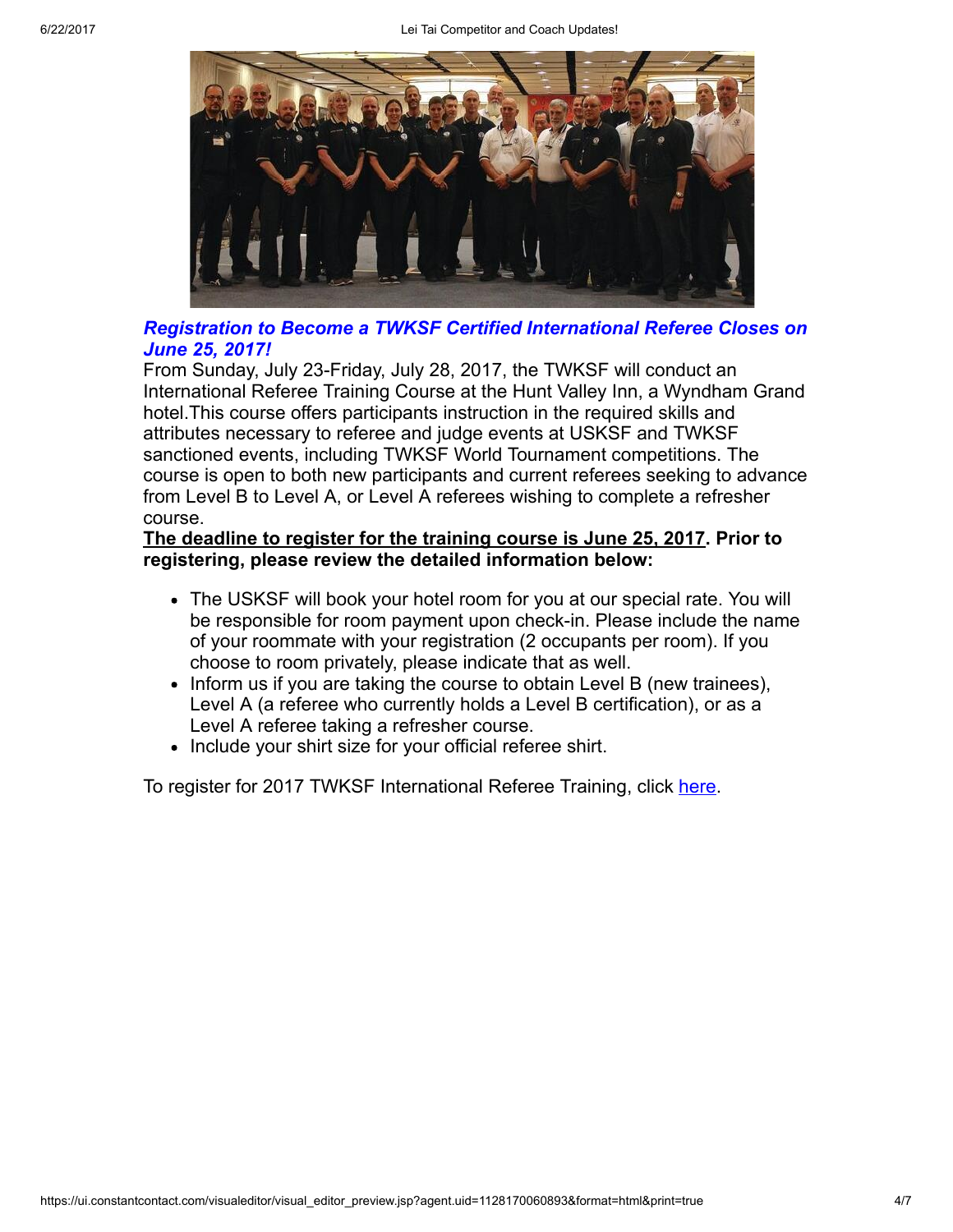### *Registration to Become a TWKSF Certified International Referee Closes on June 25, 2017!*

From Sunday, July 23-Friday, July 28, 2017, the TWKSF will conduct an International Referee Training Course at the Hunt Valley Inn, a Wyndham Grand hotel.This course offers participants instruction in the required skills and attributes necessary to referee and judge events at USKSF and TWKSF sanctioned events, including TWKSF World Tournament competitions. The course is open to both new participants and current referees seeking to advance from Level B to Level A, or Level A referees wishing to complete a refresher course.

**The deadline to register for the training course is June 25, 2017. Prior to registering, please review the detailed information below:**

- The USKSF will book your hotel room for you at our special rate. You will be responsible for room payment upon check-in. Please include the name of your roommate with your registration (2 occupants per room). If you choose to room privately, please indicate that as well.
- Inform us if you are taking the course to obtain Level B (new trainees), Level A (a referee who currently holds a Level B certification), or as a Level A referee taking a refresher course.
- Include your shirt size for your official referee shirt.

To register for 2017 TWKSF International Referee Training, click here.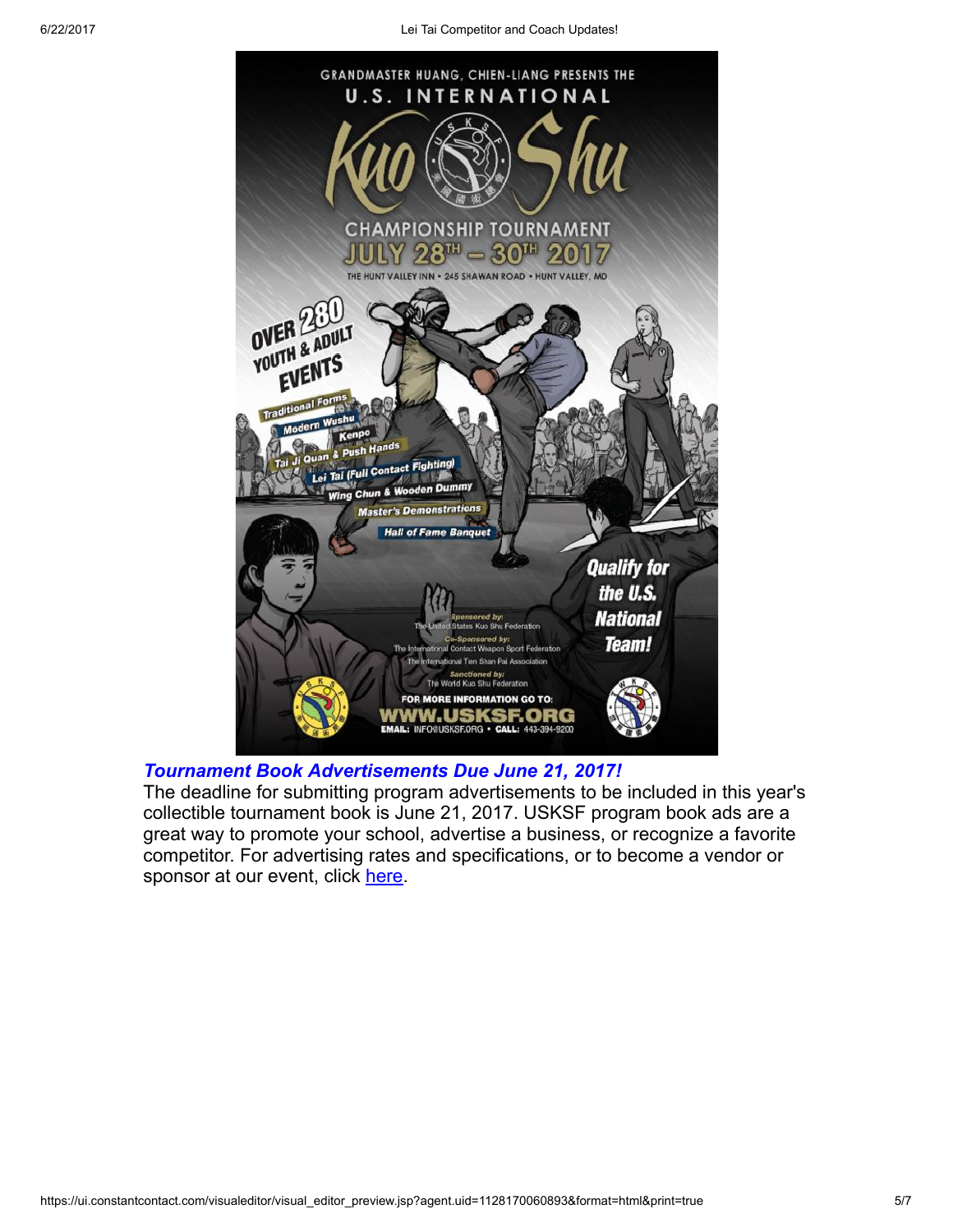GRANDMASTER HUANG, CHIEN-LIANG PRESENTS THE

U.S. INTERNATIONAL

Kuo Shu

CHAMPIONSHIP TOURNAMENT

JULY 28TH – 30TH 2017

THE HUNT VALLEY INN • 245 SHAWAN ROAD • HUNT VALLEY, MD

OVER 280 YOUTH & ADULT EVENTS

- Traditional Forms
- Modern Wushu
- Kenpo
- Tai Ji Quan & Push Hands
- Lei Tai (Full Contact Fighting)
- Wing Chun & Wooden Dummy
- Master's Demonstrations
- Hall of Fame Banquet

Qualify for the U.S. National Team!

*Sponsored by:* The United States Kuo Shu Federation

*Co-Sponsored by:* The International Contact Weapon Sport Federation, The International Tien Shan Pai Association

*Sanctioned by:* The World Kuo Shu Federation

FOR MORE INFORMATION GO TO: WWW.USKSF.ORG

EMAIL: INFO@USKSF.ORG • CALL: 443-394-9200

### *Tournament Book Advertisements Due June 21, 2017!*

The deadline for submitting program advertisements to be included in this year's collectible tournament book is June 21, 2017. USKSF program book ads are a great way to promote your school, advertise a business, or recognize a favorite competitor. For advertising rates and specifications, or to become a vendor or sponsor at our event, click here.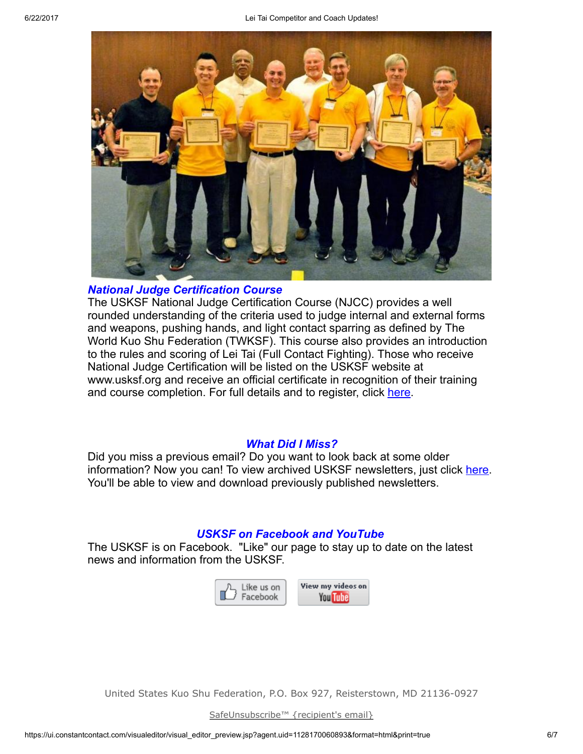## National Judge Certification Course

The USKSF National Judge Certification Course (NJCC) provides a well rounded understanding of the criteria used to judge internal and external forms and weapons, pushing hands, and light contact sparring as defined by The World Kuo Shu Federation (TWKSF). This course also provides an introduction to the rules and scoring of Lei Tai (Full Contact Fighting). Those who receive National Judge Certification will be listed on the USKSF website at www.usksf.org and receive an official certificate in recognition of their training and course completion. For full details and to register, click here.

## What Did I Miss?

Did you miss a previous email? Do you want to look back at some older information? Now you can! To view archived USKSF newsletters, just click here. You'll be able to view and download previously published newsletters.

## USKSF on Facebook and YouTube

The USKSF is on Facebook. "Like" our page to stay up to date on the latest news and information from the USKSF.

Like us on Facebook | View my videos on YouTube

United States Kuo Shu Federation, P.O. Box 927, Reisterstown, MD 21136-0927

SafeUnsubscribe™ {recipient's email}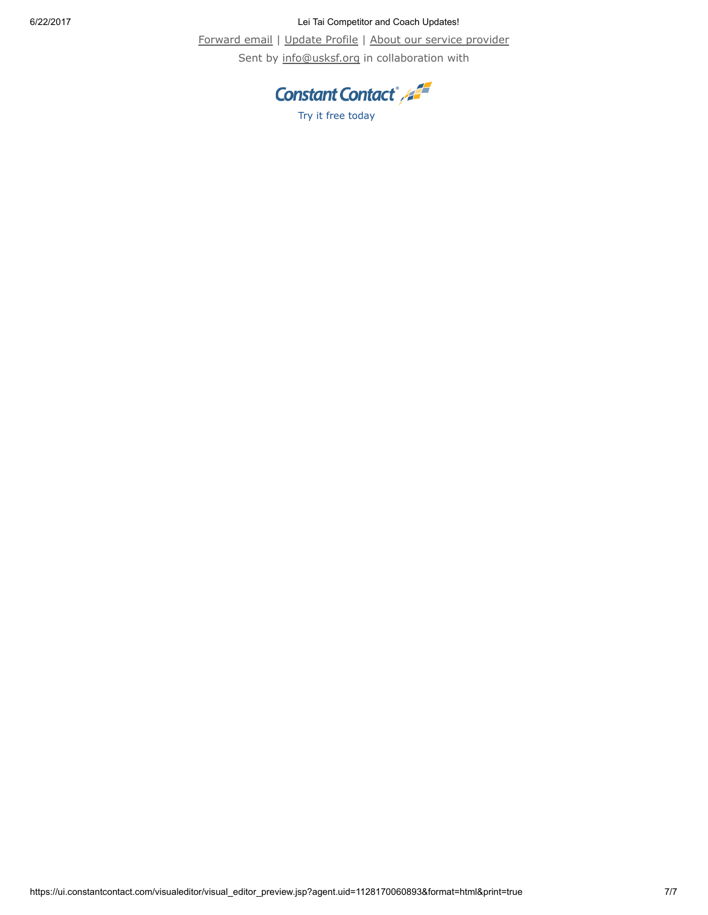Forward email | Update Profile | About our service provider

Sent by info@usksf.org in collaboration with

Constant Contact

Try it free today